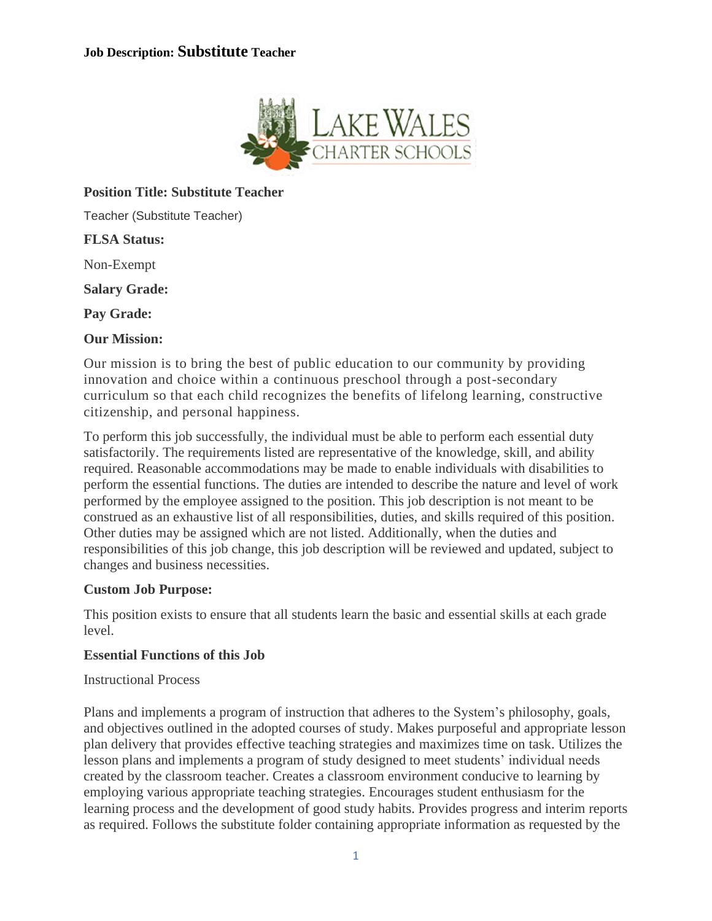**Job Description: Substitute Teacher**

**Position Title: Substitute Teacher**

Teacher (Substitute Teacher)

**FLSA Status:**

Non-Exempt

**Salary Grade:**

**Pay Grade:**

**Our Mission:**

Our mission is to bring the best of public education to our community by providing innovation and choice within a continuous preschool through a post-secondary curriculum so that each child recognizes the benefits of lifelong learning, constructive citizenship, and personal happiness.

To perform this job successfully, the individual must be able to perform each essential duty satisfactorily. The requirements listed are representative of the knowledge, skill, and ability required. Reasonable accommodations may be made to enable individuals with disabilities to perform the essential functions. The duties are intended to describe the nature and level of work performed by the employee assigned to the position. This job description is not meant to be construed as an exhaustive list of all responsibilities, duties, and skills required of this position. Other duties may be assigned which are not listed. Additionally, when the duties and responsibilities of this job change, this job description will be reviewed and updated, subject to changes and business necessities.

**Custom Job Purpose:**

This position exists to ensure that all students learn the basic and essential skills at each grade level.

**Essential Functions of this Job**

Instructional Process

Plans and implements a program of instruction that adheres to the System's philosophy, goals, and objectives outlined in the adopted courses of study. Makes purposeful and appropriate lesson plan delivery that provides effective teaching strategies and maximizes time on task. Utilizes the lesson plans and implements a program of study designed to meet students' individual needs created by the classroom teacher. Creates a classroom environment conducive to learning by employing various appropriate teaching strategies. Encourages student enthusiasm for the learning process and the development of good study habits. Provides progress and interim reports as required. Follows the substitute folder containing appropriate information as requested by the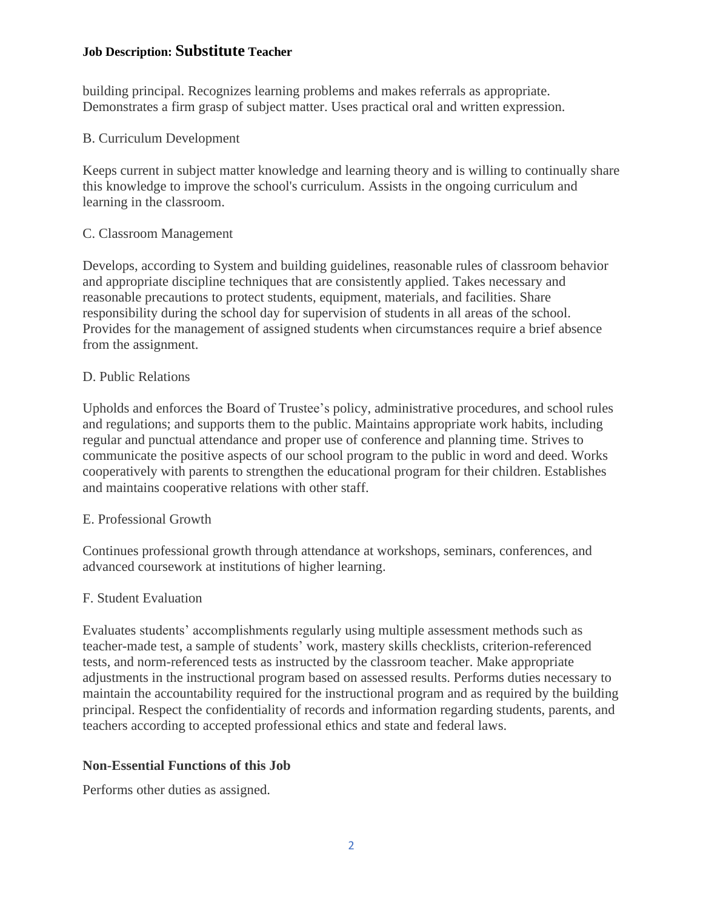building principal. Recognizes learning problems and makes referrals as appropriate. Demonstrates a firm grasp of subject matter. Uses practical oral and written expression.

B. Curriculum Development

Keeps current in subject matter knowledge and learning theory and is willing to continually share this knowledge to improve the school's curriculum. Assists in the ongoing curriculum and learning in the classroom.

C. Classroom Management

Develops, according to System and building guidelines, reasonable rules of classroom behavior and appropriate discipline techniques that are consistently applied. Takes necessary and reasonable precautions to protect students, equipment, materials, and facilities. Share responsibility during the school day for supervision of students in all areas of the school. Provides for the management of assigned students when circumstances require a brief absence from the assignment.

D. Public Relations

Upholds and enforces the Board of Trustee's policy, administrative procedures, and school rules and regulations; and supports them to the public. Maintains appropriate work habits, including regular and punctual attendance and proper use of conference and planning time. Strives to communicate the positive aspects of our school program to the public in word and deed. Works cooperatively with parents to strengthen the educational program for their children. Establishes and maintains cooperative relations with other staff.

E. Professional Growth

Continues professional growth through attendance at workshops, seminars, conferences, and advanced coursework at institutions of higher learning.

F. Student Evaluation

Evaluates students' accomplishments regularly using multiple assessment methods such as teacher-made test, a sample of students' work, mastery skills checklists, criterion-referenced tests, and norm-referenced tests as instructed by the classroom teacher. Make appropriate adjustments in the instructional program based on assessed results. Performs duties necessary to maintain the accountability required for the instructional program and as required by the building principal. Respect the confidentiality of records and information regarding students, parents, and teachers according to accepted professional ethics and state and federal laws.

**Non-Essential Functions of this Job**

Performs other duties as assigned.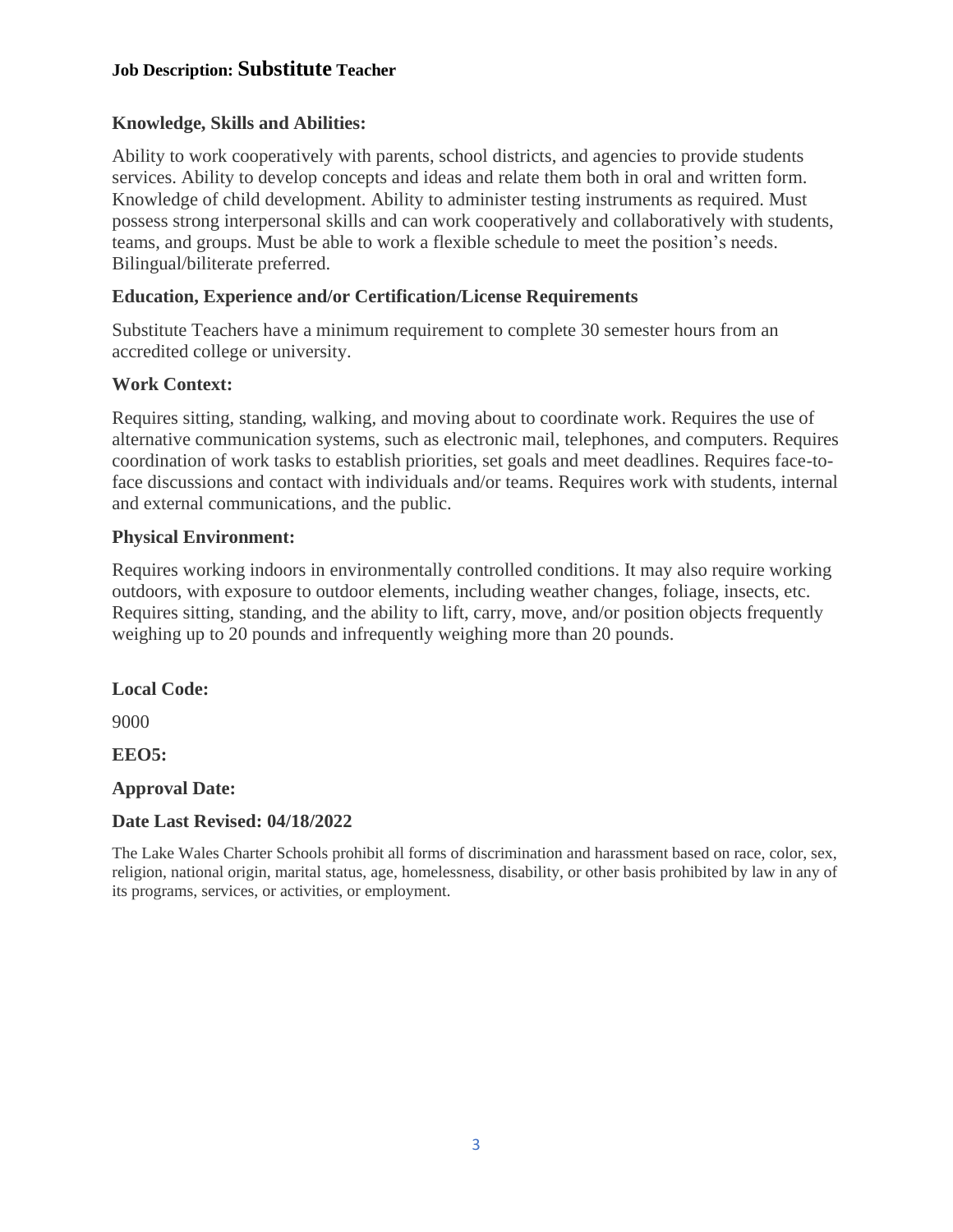**Job Description: Substitute Teacher**

**Knowledge, Skills and Abilities:**

Ability to work cooperatively with parents, school districts, and agencies to provide students services. Ability to develop concepts and ideas and relate them both in oral and written form. Knowledge of child development. Ability to administer testing instruments as required. Must possess strong interpersonal skills and can work cooperatively and collaboratively with students, teams, and groups. Must be able to work a flexible schedule to meet the position's needs. Bilingual/biliterate preferred.

**Education, Experience and/or Certification/License Requirements**

Substitute Teachers have a minimum requirement to complete 30 semester hours from an accredited college or university.

**Work Context:**

Requires sitting, standing, walking, and moving about to coordinate work. Requires the use of alternative communication systems, such as electronic mail, telephones, and computers. Requires coordination of work tasks to establish priorities, set goals and meet deadlines. Requires face-to-face discussions and contact with individuals and/or teams. Requires work with students, internal and external communications, and the public.

**Physical Environment:**

Requires working indoors in environmentally controlled conditions. It may also require working outdoors, with exposure to outdoor elements, including weather changes, foliage, insects, etc. Requires sitting, standing, and the ability to lift, carry, move, and/or position objects frequently weighing up to 20 pounds and infrequently weighing more than 20 pounds.

**Local Code:**

9000

**EEO5:**

**Approval Date:**

**Date Last Revised: 04/18/2022**

The Lake Wales Charter Schools prohibit all forms of discrimination and harassment based on race, color, sex, religion, national origin, marital status, age, homelessness, disability, or other basis prohibited by law in any of its programs, services, or activities, or employment.